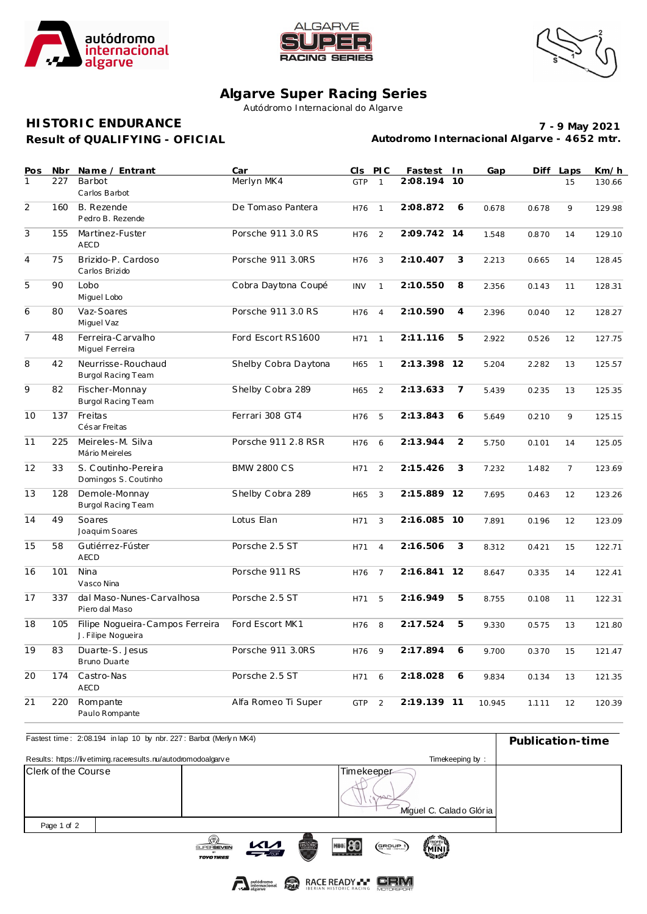# Algarve Super Racing Series

Autódromo Internacional do Algarve

## HISTORIC ENDURANCE

**Result of QUALIFYING - OFICIAL**

**7 - 9 May 2021**

**Autodromo Internacional Algarve - 4652 mtr.**

| Pos | Nbr | Name / Entrant | Car | Cls | PIC | Fastest | In | Gap | Diff | Laps | Km/h |
|---|---|---|---|---|---|---|---|---|---|---|---|
| 1 | 227 | Barbot<br>Carlos Barbot | Merlyn MK4 | GTP | 1 | **2:08.194** | **10** | | | 15 | 130.66 |
| 2 | 160 | B. Rezende<br>Pedro B. Rezende | De Tomaso Pantera | H76 | 1 | **2:08.872** | **6** | 0.678 | 0.678 | 9 | 129.98 |
| 3 | 155 | Martinez-Fuster<br>AECD | Porsche 911 3.0 RS | H76 | 2 | **2:09.742** | **14** | 1.548 | 0.870 | 14 | 129.10 |
| 4 | 75 | Brizido-P. Cardoso<br>Carlos Brizido | Porsche 911 3.0RS | H76 | 3 | **2:10.407** | **3** | 2.213 | 0.665 | 14 | 128.45 |
| 5 | 90 | Lobo<br>Miguel Lobo | Cobra Daytona Coupé | INV | 1 | **2:10.550** | **8** | 2.356 | 0.143 | 11 | 128.31 |
| 6 | 80 | Vaz-Soares<br>Miguel Vaz | Porsche 911 3.0 RS | H76 | 4 | **2:10.590** | **4** | 2.396 | 0.040 | 12 | 128.27 |
| 7 | 48 | Ferreira-Carvalho<br>Miguel Ferreira | Ford Escort RS1600 | H71 | 1 | **2:11.116** | **5** | 2.922 | 0.526 | 12 | 127.75 |
| 8 | 42 | Neurrisse-Rouchaud<br>Burgol Racing Team | Shelby Cobra Daytona | H65 | 1 | **2:13.398** | **12** | 5.204 | 2.282 | 13 | 125.57 |
| 9 | 82 | Fischer-Monnay<br>Burgol Racing Team | Shelby Cobra 289 | H65 | 2 | **2:13.633** | **7** | 5.439 | 0.235 | 13 | 125.35 |
| 10 | 137 | Freitas<br>César Freitas | Ferrari 308 GT4 | H76 | 5 | **2:13.843** | **6** | 5.649 | 0.210 | 9 | 125.15 |
| 11 | 225 | Meireles-M. Silva<br>Mário Meireles | Porsche 911 2.8 RSR | H76 | 6 | **2:13.944** | **2** | 5.750 | 0.101 | 14 | 125.05 |
| 12 | 33 | S. Coutinho-Pereira<br>Domingos S. Coutinho | BMW 2800 CS | H71 | 2 | **2:15.426** | **3** | 7.232 | 1.482 | 7 | 123.69 |
| 13 | 128 | Demole-Monnay<br>Burgol Racing Team | Shelby Cobra 289 | H65 | 3 | **2:15.889** | **12** | 7.695 | 0.463 | 12 | 123.26 |
| 14 | 49 | Soares<br>Joaquim Soares | Lotus Elan | H71 | 3 | **2:16.085** | **10** | 7.891 | 0.196 | 12 | 123.09 |
| 15 | 58 | Gutiérrez-Fúster<br>AECD | Porsche 2.5 ST | H71 | 4 | **2:16.506** | **3** | 8.312 | 0.421 | 15 | 122.71 |
| 16 | 101 | Nina<br>Vasco Nina | Porsche 911 RS | H76 | 7 | **2:16.841** | **12** | 8.647 | 0.335 | 14 | 122.41 |
| 17 | 337 | dal Maso-Nunes-Carvalhosa<br>Piero dal Maso | Porsche 2.5 ST | H71 | 5 | **2:16.949** | **5** | 8.755 | 0.108 | 11 | 122.31 |
| 18 | 105 | Filipe Nogueira-Campos Ferreira<br>J. Filipe Nogueira | Ford Escort MK1 | H76 | 8 | **2:17.524** | **5** | 9.330 | 0.575 | 13 | 121.80 |
| 19 | 83 | Duarte-S. Jesus<br>Bruno Duarte | Porsche 911 3.0RS | H76 | 9 | **2:17.894** | **6** | 9.700 | 0.370 | 15 | 121.47 |
| 20 | 174 | Castro-Nas<br>AECD | Porsche 2.5 ST | H71 | 6 | **2:18.028** | **6** | 9.834 | 0.134 | 13 | 121.35 |
| 21 | 220 | Rompante<br>Paulo Rompante | Alfa Romeo Ti Super | GTP | 2 | **2:19.139** | **11** | 10.945 | 1.111 | 12 | 120.39 |

Fastest time : 2:08.194 in lap 10 by nbr. 227 : Barbot (Merlyn MK4)

Results: https://livetiming.raceresults.nu/autodromodoalgarve

Timekeeping by :

**Publication-time**

| Clerk of the Course | | Timekeeper<br>Miguel C. Calado Glória |
|---|---|---|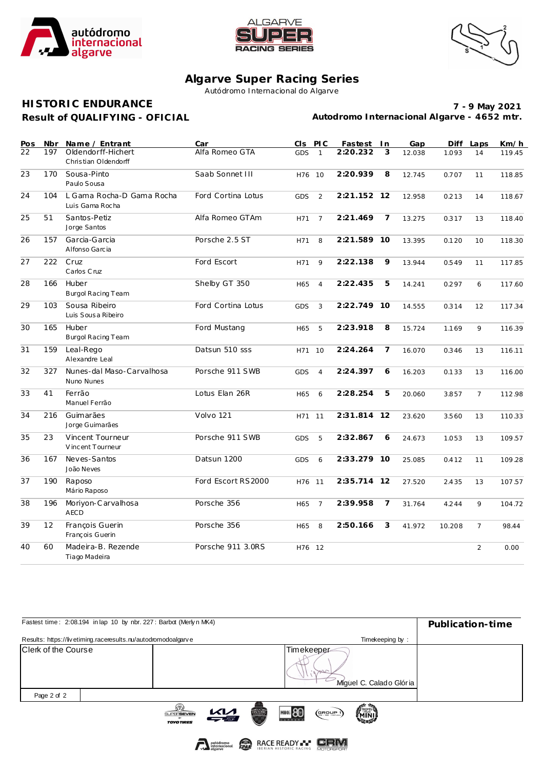# Algarve Super Racing Series

Autódromo Internacional do Algarve

## HISTORIC ENDURANCE

**Result of QUALIFYING - OFICIAL**

**7 - 9 May 2021**

**Autodromo Internacional Algarve - 4652 mtr.**

| Pos | Nbr | Name / Entrant | Car | Cls | PIC | Fastest | In | Gap | Diff | Laps | Km/h |
|---|---|---|---|---|---|---|---|---|---|---|---|
| 22 | 197 | Oldendorff-Hichert<br>Christian Oldendorff | Alfa Romeo GTA | GDS | 1 | 2:20.232 | 3 | 12.038 | 1.093 | 14 | 119.45 |
| 23 | 170 | Sousa-Pinto<br>Paulo Sousa | Saab Sonnet III | H76 | 10 | 2:20.939 | 8 | 12.745 | 0.707 | 11 | 118.85 |
| 24 | 104 | L Gama Rocha-D Gama Rocha<br>Luis Gama Rocha | Ford Cortina Lotus | GDS | 2 | 2:21.152 | 12 | 12.958 | 0.213 | 14 | 118.67 |
| 25 | 51 | Santos-Petiz<br>Jorge Santos | Alfa Romeo GTAm | H71 | 7 | 2:21.469 | 7 | 13.275 | 0.317 | 13 | 118.40 |
| 26 | 157 | Garcia-Garcia<br>Alfonso Garcia | Porsche 2.5 ST | H71 | 8 | 2:21.589 | 10 | 13.395 | 0.120 | 10 | 118.30 |
| 27 | 222 | Cruz<br>Carlos Cruz | Ford Escort | H71 | 9 | 2:22.138 | 9 | 13.944 | 0.549 | 11 | 117.85 |
| 28 | 166 | Huber<br>Burgol Racing Team | Shelby GT 350 | H65 | 4 | 2:22.435 | 5 | 14.241 | 0.297 | 6 | 117.60 |
| 29 | 103 | Sousa Ribeiro<br>Luis Sousa Ribeiro | Ford Cortina Lotus | GDS | 3 | 2:22.749 | 10 | 14.555 | 0.314 | 12 | 117.34 |
| 30 | 165 | Huber<br>Burgol Racing Team | Ford Mustang | H65 | 5 | 2:23.918 | 8 | 15.724 | 1.169 | 9 | 116.39 |
| 31 | 159 | Leal-Rego<br>Alexandre Leal | Datsun 510 sss | H71 | 10 | 2:24.264 | 7 | 16.070 | 0.346 | 13 | 116.11 |
| 32 | 327 | Nunes-dal Maso-Carvalhosa<br>Nuno Nunes | Porsche 911 SWB | GDS | 4 | 2:24.397 | 6 | 16.203 | 0.133 | 13 | 116.00 |
| 33 | 41 | Ferrão<br>Manuel Ferrão | Lotus Elan 26R | H65 | 6 | 2:28.254 | 5 | 20.060 | 3.857 | 7 | 112.98 |
| 34 | 216 | Guimarães<br>Jorge Guimarães | Volvo 121 | H71 | 11 | 2:31.814 | 12 | 23.620 | 3.560 | 13 | 110.33 |
| 35 | 23 | Vincent Tourneur<br>Vincent Tourneur | Porsche 911 SWB | GDS | 5 | 2:32.867 | 6 | 24.673 | 1.053 | 13 | 109.57 |
| 36 | 167 | Neves-Santos<br>João Neves | Datsun 1200 | GDS | 6 | 2:33.279 | 10 | 25.085 | 0.412 | 11 | 109.28 |
| 37 | 190 | Raposo<br>Mário Raposo | Ford Escort RS2000 | H76 | 11 | 2:35.714 | 12 | 27.520 | 2.435 | 13 | 107.57 |
| 38 | 196 | Moriyon-Carvalhosa<br>AECD | Porsche 356 | H65 | 7 | 2:39.958 | 7 | 31.764 | 4.244 | 9 | 104.72 |
| 39 | 12 | François Guerin<br>François Guerin | Porsche 356 | H65 | 8 | 2:50.166 | 3 | 41.972 | 10.208 | 7 | 98.44 |
| 40 | 60 | Madeira-B. Rezende<br>Tiago Madeira | Porsche 911 3.0RS | H76 | 12 | | | | | 2 | 0.00 |

Fastest time : 2:08.194 in lap 10 by nbr. 227 : Barbot (Merlyn MK4)

Results: https://livetiming.raceresults.nu/autodromodoalgarve

Timekeeping by :

**Publication-time**

| Clerk of the Course | | Timekeeper<br>Miguel C. Calado Glória | |
|---|---|---|---|